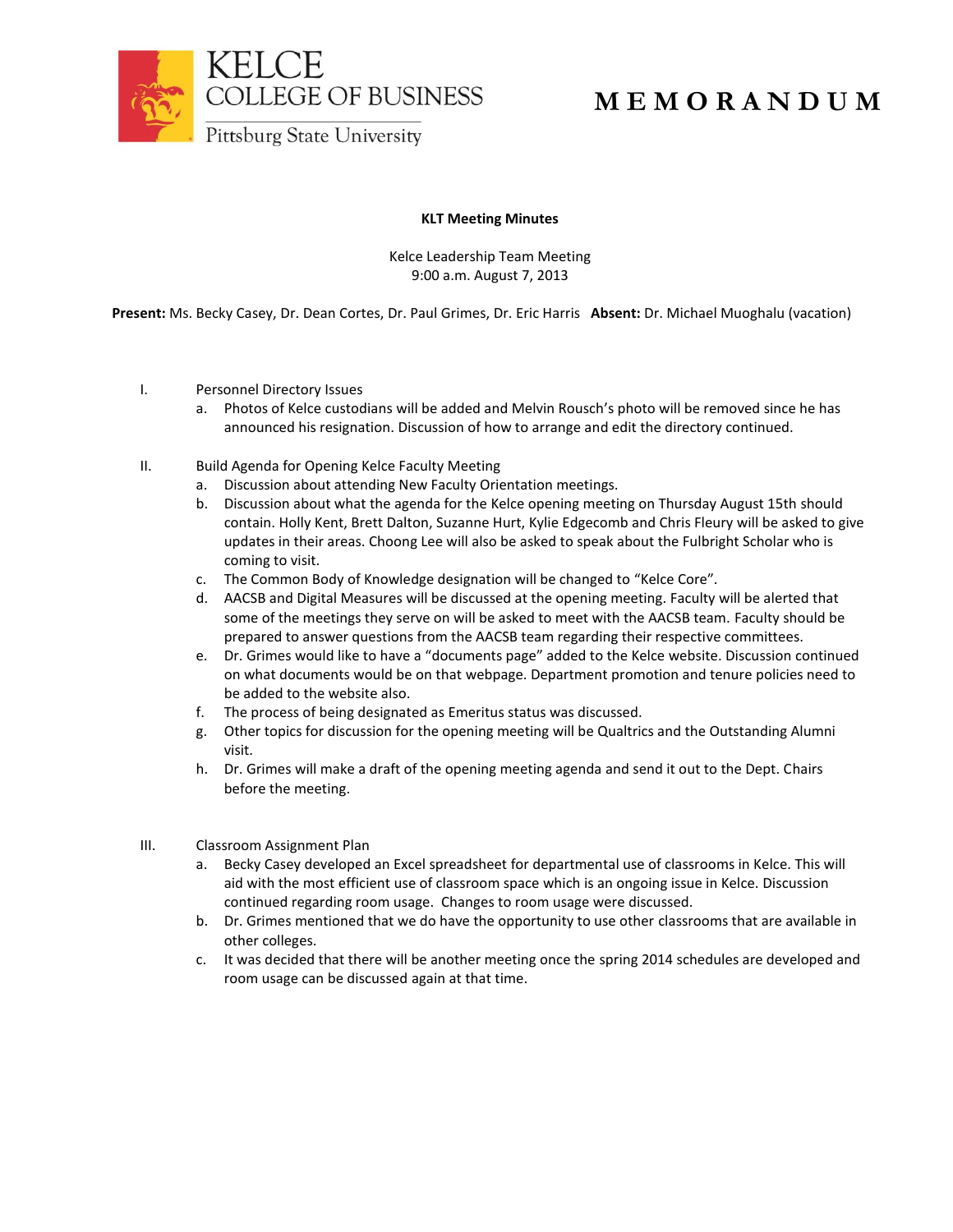KELCE
COLLEGE OF BUSINESS
Pittsburg State University

# MEMORANDUM

**KLT Meeting Minutes**

Kelce Leadership Team Meeting
9:00 a.m. August 7, 2013

**Present:** Ms. Becky Casey, Dr. Dean Cortes, Dr. Paul Grimes, Dr. Eric Harris **Absent:** Dr. Michael Muoghalu (vacation)

I. Personnel Directory Issues
   a. Photos of Kelce custodians will be added and Melvin Rousch's photo will be removed since he has announced his resignation. Discussion of how to arrange and edit the directory continued.

II. Build Agenda for Opening Kelce Faculty Meeting
   a. Discussion about attending New Faculty Orientation meetings.
   b. Discussion about what the agenda for the Kelce opening meeting on Thursday August 15th should contain. Holly Kent, Brett Dalton, Suzanne Hurt, Kylie Edgecomb and Chris Fleury will be asked to give updates in their areas. Choong Lee will also be asked to speak about the Fulbright Scholar who is coming to visit.
   c. The Common Body of Knowledge designation will be changed to "Kelce Core".
   d. AACSB and Digital Measures will be discussed at the opening meeting. Faculty will be alerted that some of the meetings they serve on will be asked to meet with the AACSB team. Faculty should be prepared to answer questions from the AACSB team regarding their respective committees.
   e. Dr. Grimes would like to have a "documents page" added to the Kelce website. Discussion continued on what documents would be on that webpage. Department promotion and tenure policies need to be added to the website also.
   f. The process of being designated as Emeritus status was discussed.
   g. Other topics for discussion for the opening meeting will be Qualtrics and the Outstanding Alumni visit.
   h. Dr. Grimes will make a draft of the opening meeting agenda and send it out to the Dept. Chairs before the meeting.

III. Classroom Assignment Plan
   a. Becky Casey developed an Excel spreadsheet for departmental use of classrooms in Kelce. This will aid with the most efficient use of classroom space which is an ongoing issue in Kelce. Discussion continued regarding room usage. Changes to room usage were discussed.
   b. Dr. Grimes mentioned that we do have the opportunity to use other classrooms that are available in other colleges.
   c. It was decided that there will be another meeting once the spring 2014 schedules are developed and room usage can be discussed again at that time.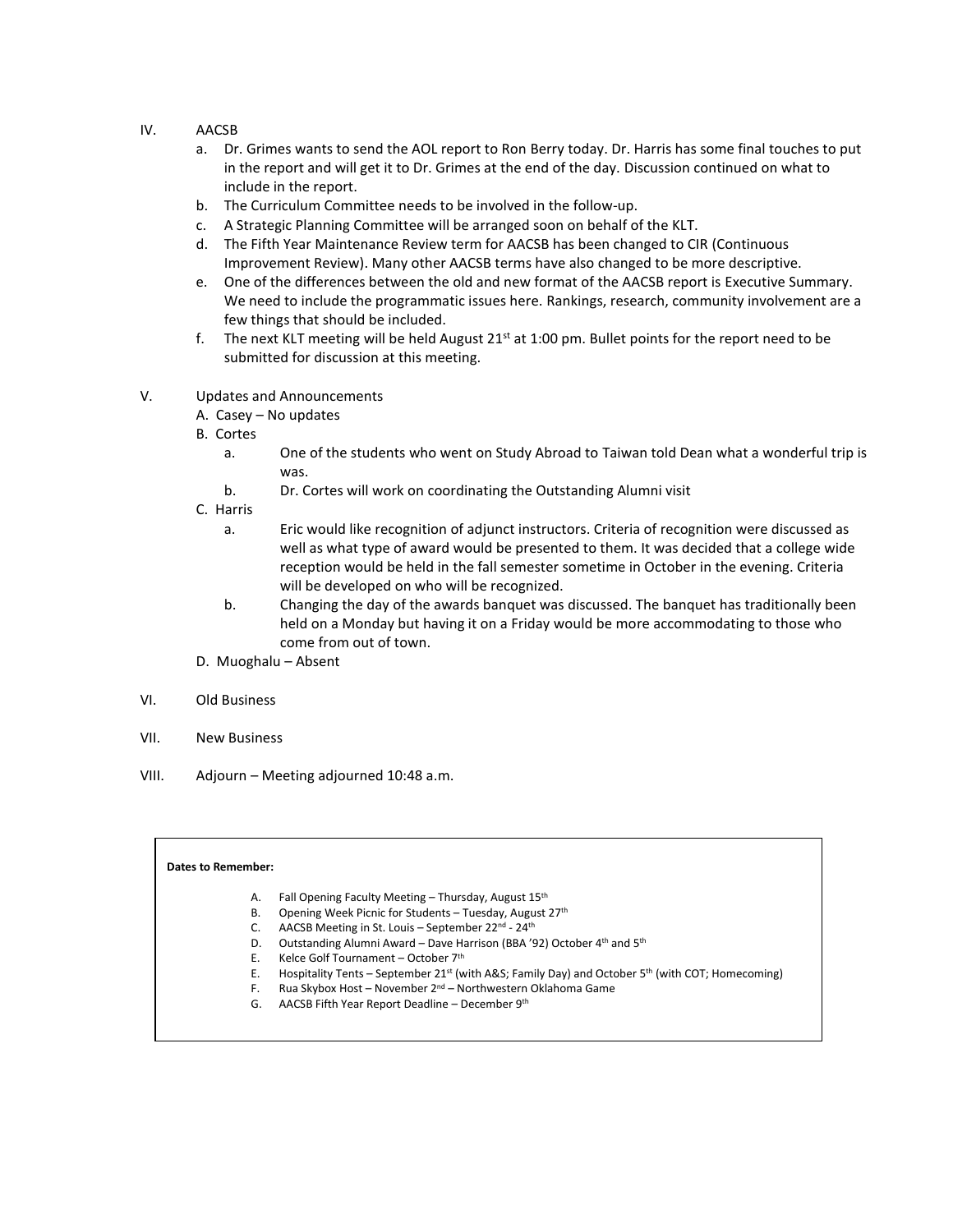IV. AACSB

a. Dr. Grimes wants to send the AOL report to Ron Berry today. Dr. Harris has some final touches to put in the report and will get it to Dr. Grimes at the end of the day. Discussion continued on what to include in the report.
b. The Curriculum Committee needs to be involved in the follow-up.
c. A Strategic Planning Committee will be arranged soon on behalf of the KLT.
d. The Fifth Year Maintenance Review term for AACSB has been changed to CIR (Continuous Improvement Review). Many other AACSB terms have also changed to be more descriptive.
e. One of the differences between the old and new format of the AACSB report is Executive Summary. We need to include the programmatic issues here. Rankings, research, community involvement are a few things that should be included.
f. The next KLT meeting will be held August 21st at 1:00 pm. Bullet points for the report need to be submitted for discussion at this meeting.

V. Updates and Announcements

A. Casey – No updates

B. Cortes

a. One of the students who went on Study Abroad to Taiwan told Dean what a wonderful trip is was.
b. Dr. Cortes will work on coordinating the Outstanding Alumni visit

C. Harris

a. Eric would like recognition of adjunct instructors. Criteria of recognition were discussed as well as what type of award would be presented to them. It was decided that a college wide reception would be held in the fall semester sometime in October in the evening. Criteria will be developed on who will be recognized.
b. Changing the day of the awards banquet was discussed. The banquet has traditionally been held on a Monday but having it on a Friday would be more accommodating to those who come from out of town.

D. Muoghalu – Absent

VI. Old Business

VII. New Business

VIII. Adjourn – Meeting adjourned 10:48 a.m.

**Dates to Remember:**

A. Fall Opening Faculty Meeting – Thursday, August 15th
B. Opening Week Picnic for Students – Tuesday, August 27th
C. AACSB Meeting in St. Louis – September 22nd - 24th
D. Outstanding Alumni Award – Dave Harrison (BBA '92) October 4th and 5th
E. Kelce Golf Tournament – October 7th
E. Hospitality Tents – September 21st (with A&S; Family Day) and October 5th (with COT; Homecoming)
F. Rua Skybox Host – November 2nd – Northwestern Oklahoma Game
G. AACSB Fifth Year Report Deadline – December 9th